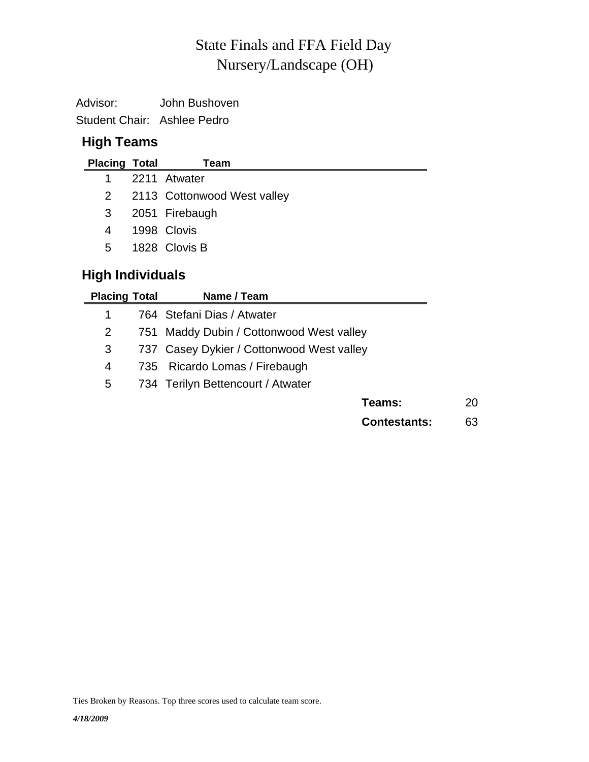# State Finals and FFA Field Day
## Nursery/Landscape (OH)

Advisor: John Bushoven
Student Chair: Ashlee Pedro

### High Teams

| Placing | Total | Team |
|---|---|---|
| 1 | 2211 | Atwater |
| 2 | 2113 | Cottonwood West valley |
| 3 | 2051 | Firebaugh |
| 4 | 1998 | Clovis |
| 5 | 1828 | Clovis B |

### High Individuals

| Placing | Total | Name / Team |
|---|---|---|
| 1 | 764 | Stefani Dias / Atwater |
| 2 | 751 | Maddy Dubin / Cottonwood West valley |
| 3 | 737 | Casey Dykier / Cottonwood West valley |
| 4 | 735 | Ricardo Lomas / Firebaugh |
| 5 | 734 | Terilyn Bettencourt / Atwater |

**Teams:** 20

**Contestants:** 63

Ties Broken by Reasons. Top three scores used to calculate team score.

*4/18/2009*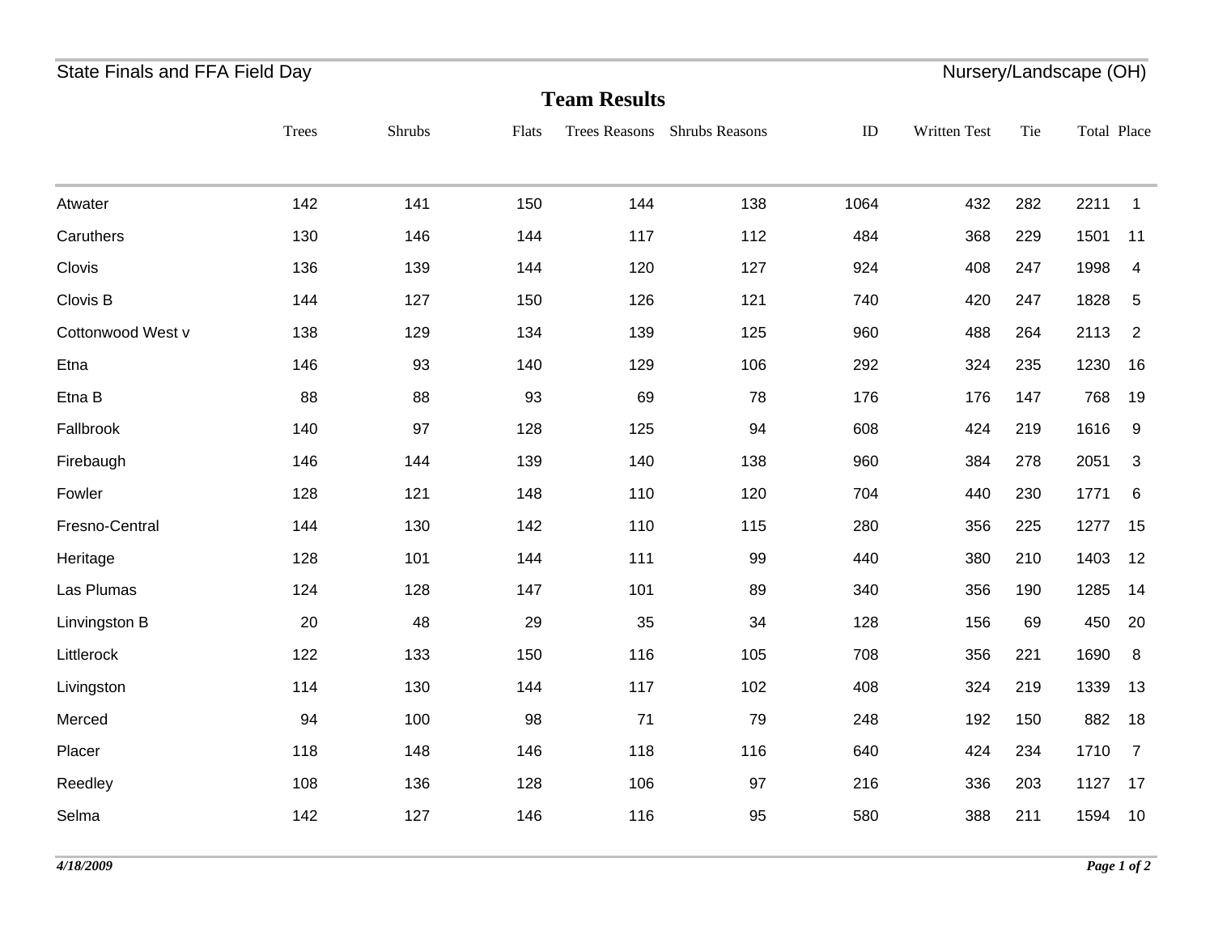State Finals and FFA Field Day

Nursery/Landscape (OH)

## Team Results

| | Trees | Shrubs | Flats | Trees Reasons | Shrubs Reasons | ID | Written Test | Tie | Total | Place |
|---|---|---|---|---|---|---|---|---|---|---|
| Atwater | 142 | 141 | 150 | 144 | 138 | 1064 | 432 | 282 | 2211 | 1 |
| Caruthers | 130 | 146 | 144 | 117 | 112 | 484 | 368 | 229 | 1501 | 11 |
| Clovis | 136 | 139 | 144 | 120 | 127 | 924 | 408 | 247 | 1998 | 4 |
| Clovis B | 144 | 127 | 150 | 126 | 121 | 740 | 420 | 247 | 1828 | 5 |
| Cottonwood West v | 138 | 129 | 134 | 139 | 125 | 960 | 488 | 264 | 2113 | 2 |
| Etna | 146 | 93 | 140 | 129 | 106 | 292 | 324 | 235 | 1230 | 16 |
| Etna B | 88 | 88 | 93 | 69 | 78 | 176 | 176 | 147 | 768 | 19 |
| Fallbrook | 140 | 97 | 128 | 125 | 94 | 608 | 424 | 219 | 1616 | 9 |
| Firebaugh | 146 | 144 | 139 | 140 | 138 | 960 | 384 | 278 | 2051 | 3 |
| Fowler | 128 | 121 | 148 | 110 | 120 | 704 | 440 | 230 | 1771 | 6 |
| Fresno-Central | 144 | 130 | 142 | 110 | 115 | 280 | 356 | 225 | 1277 | 15 |
| Heritage | 128 | 101 | 144 | 111 | 99 | 440 | 380 | 210 | 1403 | 12 |
| Las Plumas | 124 | 128 | 147 | 101 | 89 | 340 | 356 | 190 | 1285 | 14 |
| Linvingston B | 20 | 48 | 29 | 35 | 34 | 128 | 156 | 69 | 450 | 20 |
| Littlerock | 122 | 133 | 150 | 116 | 105 | 708 | 356 | 221 | 1690 | 8 |
| Livingston | 114 | 130 | 144 | 117 | 102 | 408 | 324 | 219 | 1339 | 13 |
| Merced | 94 | 100 | 98 | 71 | 79 | 248 | 192 | 150 | 882 | 18 |
| Placer | 118 | 148 | 146 | 118 | 116 | 640 | 424 | 234 | 1710 | 7 |
| Reedley | 108 | 136 | 128 | 106 | 97 | 216 | 336 | 203 | 1127 | 17 |
| Selma | 142 | 127 | 146 | 116 | 95 | 580 | 388 | 211 | 1594 | 10 |

*4/18/2009*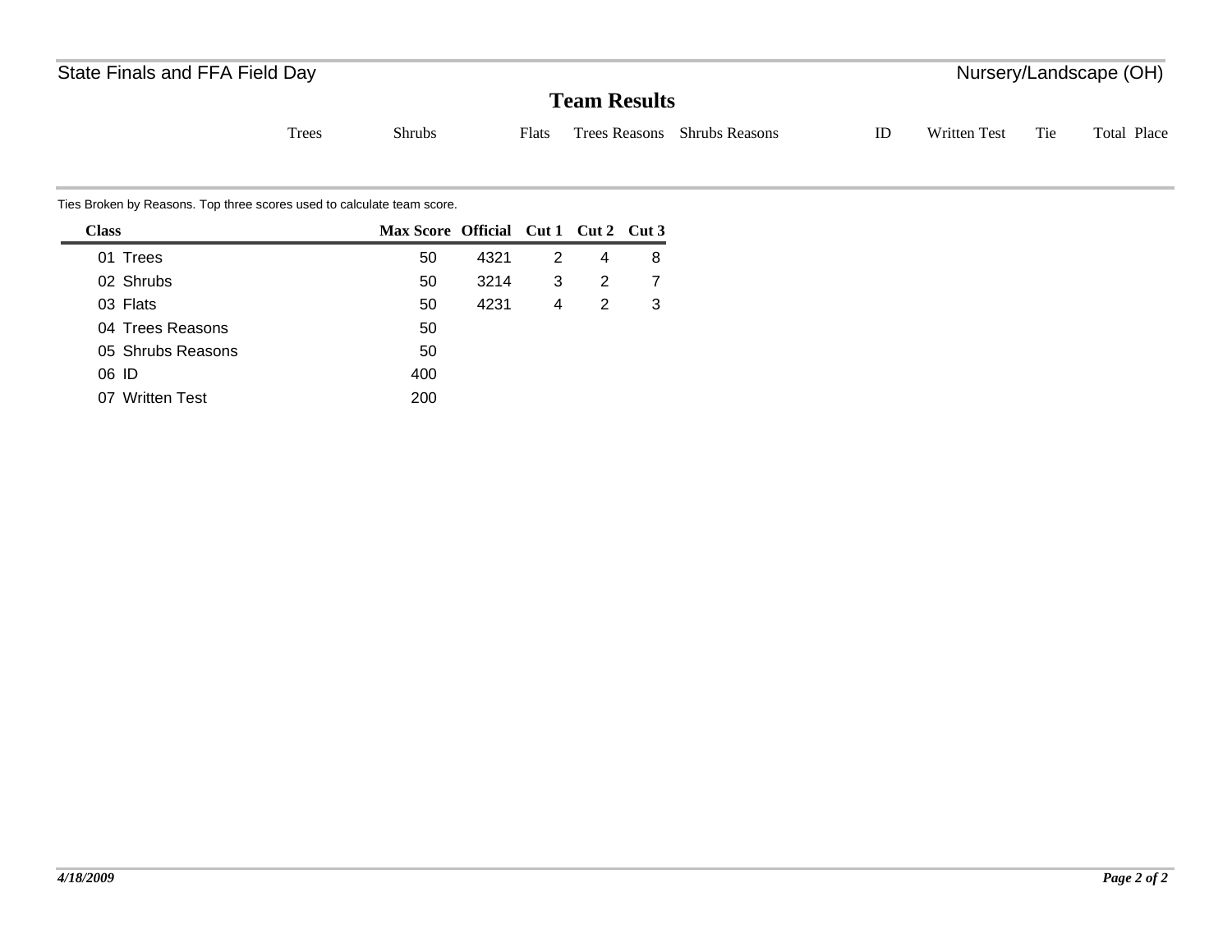State Finals and FFA Field Day

Nursery/Landscape (OH)

## Team Results

| Trees | Shrubs | Flats | Trees Reasons | Shrubs Reasons | ID | Written Test | Tie | Total | Place |
|---|---|---|---|---|---|---|---|---|---|

Ties Broken by Reasons. Top three scores used to calculate team score.

| Class | Max Score | Official | Cut 1 | Cut 2 | Cut 3 |
|---|---|---|---|---|---|
| 01 Trees | 50 | 4321 | 2 | 4 | 8 |
| 02 Shrubs | 50 | 3214 | 3 | 2 | 7 |
| 03 Flats | 50 | 4231 | 4 | 2 | 3 |
| 04 Trees Reasons | 50 | | | | |
| 05 Shrubs Reasons | 50 | | | | |
| 06 ID | 400 | | | | |
| 07 Written Test | 200 | | | | |

*4/18/2009*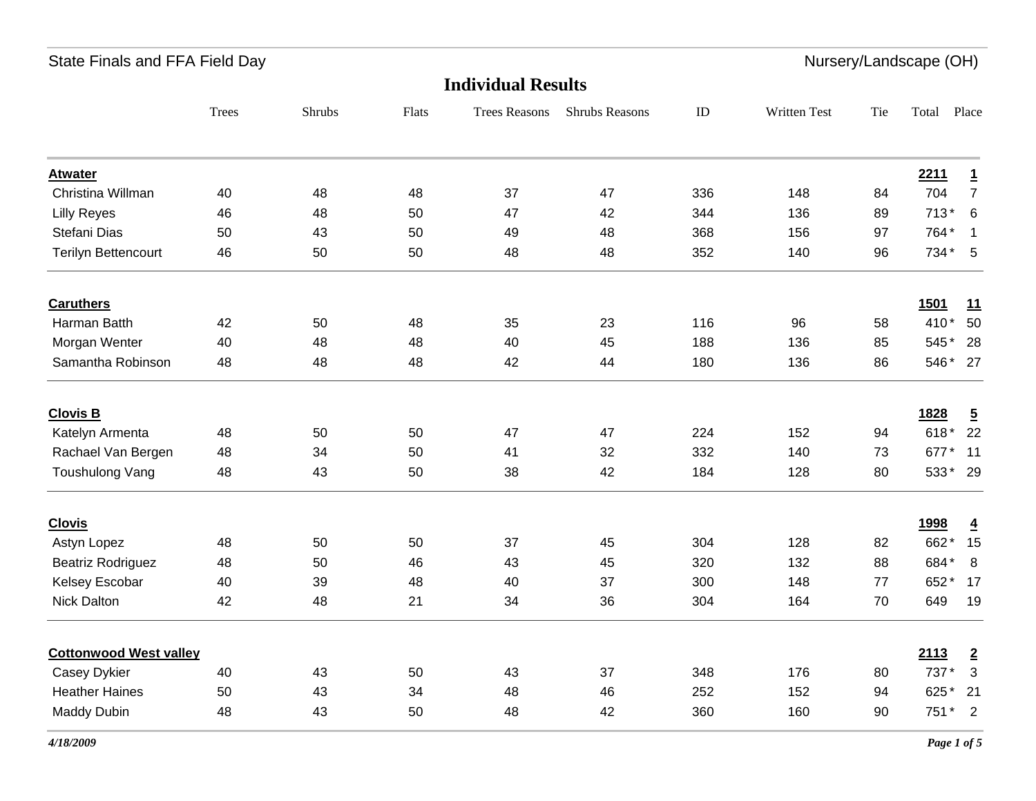State Finals and FFA Field Day — Nursery/Landscape (OH)

# Individual Results

| | Trees | Shrubs | Flats | Trees Reasons | Shrubs Reasons | ID | Written Test | Tie | Total | Place |
|---|---|---|---|---|---|---|---|---|---|---|
| **Atwater** | | | | | | | | | **2211** | **1** |
| Christina Willman | 40 | 48 | 48 | 37 | 47 | 336 | 148 | 84 | 704 | 7 |
| Lilly Reyes | 46 | 48 | 50 | 47 | 42 | 344 | 136 | 89 | 713 * | 6 |
| Stefani Dias | 50 | 43 | 50 | 49 | 48 | 368 | 156 | 97 | 764 * | 1 |
| Terilyn Bettencourt | 46 | 50 | 50 | 48 | 48 | 352 | 140 | 96 | 734 * | 5 |
| **Caruthers** | | | | | | | | | **1501** | **11** |
| Harman Batth | 42 | 50 | 48 | 35 | 23 | 116 | 96 | 58 | 410 * | 50 |
| Morgan Wenter | 40 | 48 | 48 | 40 | 45 | 188 | 136 | 85 | 545 * | 28 |
| Samantha Robinson | 48 | 48 | 48 | 42 | 44 | 180 | 136 | 86 | 546 * | 27 |
| **Clovis B** | | | | | | | | | **1828** | **5** |
| Katelyn Armenta | 48 | 50 | 50 | 47 | 47 | 224 | 152 | 94 | 618 * | 22 |
| Rachael Van Bergen | 48 | 34 | 50 | 41 | 32 | 332 | 140 | 73 | 677 * | 11 |
| Toushulong Vang | 48 | 43 | 50 | 38 | 42 | 184 | 128 | 80 | 533 * | 29 |
| **Clovis** | | | | | | | | | **1998** | **4** |
| Astyn Lopez | 48 | 50 | 50 | 37 | 45 | 304 | 128 | 82 | 662 * | 15 |
| Beatriz Rodriguez | 48 | 50 | 46 | 43 | 45 | 320 | 132 | 88 | 684 * | 8 |
| Kelsey Escobar | 40 | 39 | 48 | 40 | 37 | 300 | 148 | 77 | 652 * | 17 |
| Nick Dalton | 42 | 48 | 21 | 34 | 36 | 304 | 164 | 70 | 649 | 19 |
| **Cottonwood West valley** | | | | | | | | | **2113** | **2** |
| Casey Dykier | 40 | 43 | 50 | 43 | 37 | 348 | 176 | 80 | 737 * | 3 |
| Heather Haines | 50 | 43 | 34 | 48 | 46 | 252 | 152 | 94 | 625 * | 21 |
| Maddy Dubin | 48 | 43 | 50 | 48 | 42 | 360 | 160 | 90 | 751 * | 2 |

*4/18/2009*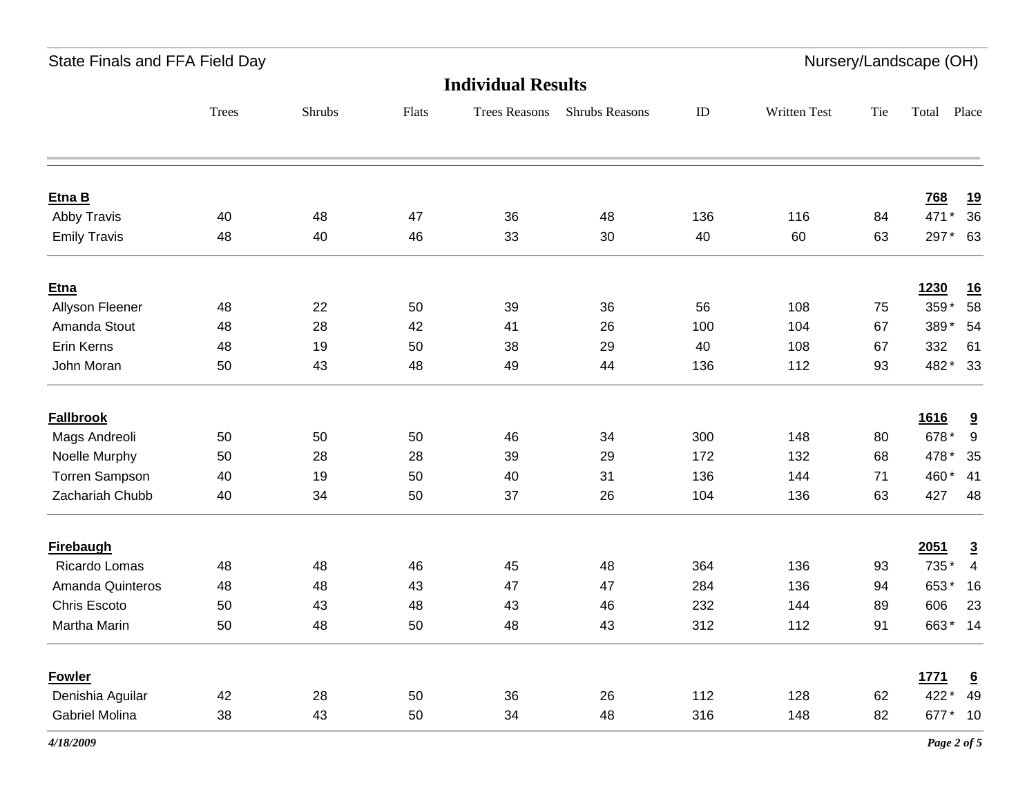State Finals and FFA Field Day — Nursery/Landscape (OH)

## Individual Results

| | Trees | Shrubs | Flats | Trees Reasons | Shrubs Reasons | ID | Written Test | Tie | Total | Place |
|---|---|---|---|---|---|---|---|---|---|---|
| **Etna B** | | | | | | | | | **768** | **19** |
| Abby Travis | 40 | 48 | 47 | 36 | 48 | 136 | 116 | 84 | 471 * | 36 |
| Emily Travis | 48 | 40 | 46 | 33 | 30 | 40 | 60 | 63 | 297 * | 63 |
| **Etna** | | | | | | | | | **1230** | **16** |
| Allyson Fleener | 48 | 22 | 50 | 39 | 36 | 56 | 108 | 75 | 359 * | 58 |
| Amanda Stout | 48 | 28 | 42 | 41 | 26 | 100 | 104 | 67 | 389 * | 54 |
| Erin Kerns | 48 | 19 | 50 | 38 | 29 | 40 | 108 | 67 | 332 | 61 |
| John Moran | 50 | 43 | 48 | 49 | 44 | 136 | 112 | 93 | 482 * | 33 |
| **Fallbrook** | | | | | | | | | **1616** | **9** |
| Mags Andreoli | 50 | 50 | 50 | 46 | 34 | 300 | 148 | 80 | 678 * | 9 |
| Noelle Murphy | 50 | 28 | 28 | 39 | 29 | 172 | 132 | 68 | 478 * | 35 |
| Torren Sampson | 40 | 19 | 50 | 40 | 31 | 136 | 144 | 71 | 460 * | 41 |
| Zachariah Chubb | 40 | 34 | 50 | 37 | 26 | 104 | 136 | 63 | 427 | 48 |
| **Firebaugh** | | | | | | | | | **2051** | **3** |
| Ricardo Lomas | 48 | 48 | 46 | 45 | 48 | 364 | 136 | 93 | 735 * | 4 |
| Amanda Quinteros | 48 | 48 | 43 | 47 | 47 | 284 | 136 | 94 | 653 * | 16 |
| Chris Escoto | 50 | 43 | 48 | 43 | 46 | 232 | 144 | 89 | 606 | 23 |
| Martha Marin | 50 | 48 | 50 | 48 | 43 | 312 | 112 | 91 | 663 * | 14 |
| **Fowler** | | | | | | | | | **1771** | **6** |
| Denishia Aguilar | 42 | 28 | 50 | 36 | 26 | 112 | 128 | 62 | 422 * | 49 |
| Gabriel Molina | 38 | 43 | 50 | 34 | 48 | 316 | 148 | 82 | 677 * | 10 |

*4/18/2009*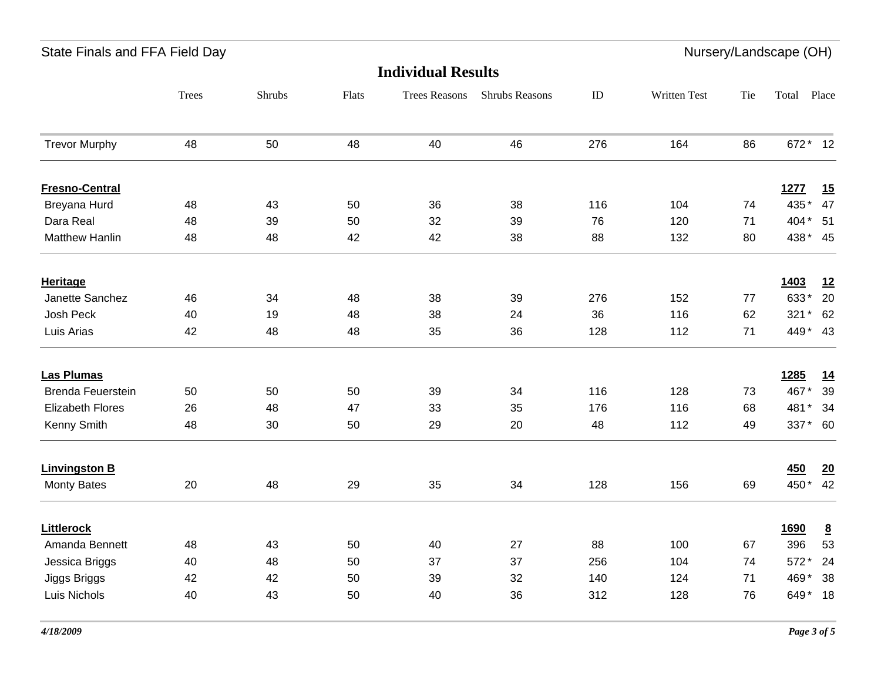## Individual Results

| | Trees | Shrubs | Flats | Trees Reasons | Shrubs Reasons | ID | Written Test | Tie | Total | Place |
|---|---|---|---|---|---|---|---|---|---|---|
| Trevor Murphy | 48 | 50 | 48 | 40 | 46 | 276 | 164 | 86 | 672* | 12 |
| **Fresno-Central** | | | | | | | | | **1277** | **15** |
| Breyana Hurd | 48 | 43 | 50 | 36 | 38 | 116 | 104 | 74 | 435* | 47 |
| Dara Real | 48 | 39 | 50 | 32 | 39 | 76 | 120 | 71 | 404* | 51 |
| Matthew Hanlin | 48 | 48 | 42 | 42 | 38 | 88 | 132 | 80 | 438* | 45 |
| **Heritage** | | | | | | | | | **1403** | **12** |
| Janette Sanchez | 46 | 34 | 48 | 38 | 39 | 276 | 152 | 77 | 633* | 20 |
| Josh Peck | 40 | 19 | 48 | 38 | 24 | 36 | 116 | 62 | 321* | 62 |
| Luis Arias | 42 | 48 | 48 | 35 | 36 | 128 | 112 | 71 | 449* | 43 |
| **Las Plumas** | | | | | | | | | **1285** | **14** |
| Brenda Feuerstein | 50 | 50 | 50 | 39 | 34 | 116 | 128 | 73 | 467* | 39 |
| Elizabeth Flores | 26 | 48 | 47 | 33 | 35 | 176 | 116 | 68 | 481* | 34 |
| Kenny Smith | 48 | 30 | 50 | 29 | 20 | 48 | 112 | 49 | 337* | 60 |
| **Linvingston B** | | | | | | | | | **450** | **20** |
| Monty Bates | 20 | 48 | 29 | 35 | 34 | 128 | 156 | 69 | 450* | 42 |
| **Littlerock** | | | | | | | | | **1690** | **8** |
| Amanda Bennett | 48 | 43 | 50 | 40 | 27 | 88 | 100 | 67 | 396 | 53 |
| Jessica Briggs | 40 | 48 | 50 | 37 | 37 | 256 | 104 | 74 | 572* | 24 |
| Jiggs Briggs | 42 | 42 | 50 | 39 | 32 | 140 | 124 | 71 | 469* | 38 |
| Luis Nichols | 40 | 43 | 50 | 40 | 36 | 312 | 128 | 76 | 649* | 18 |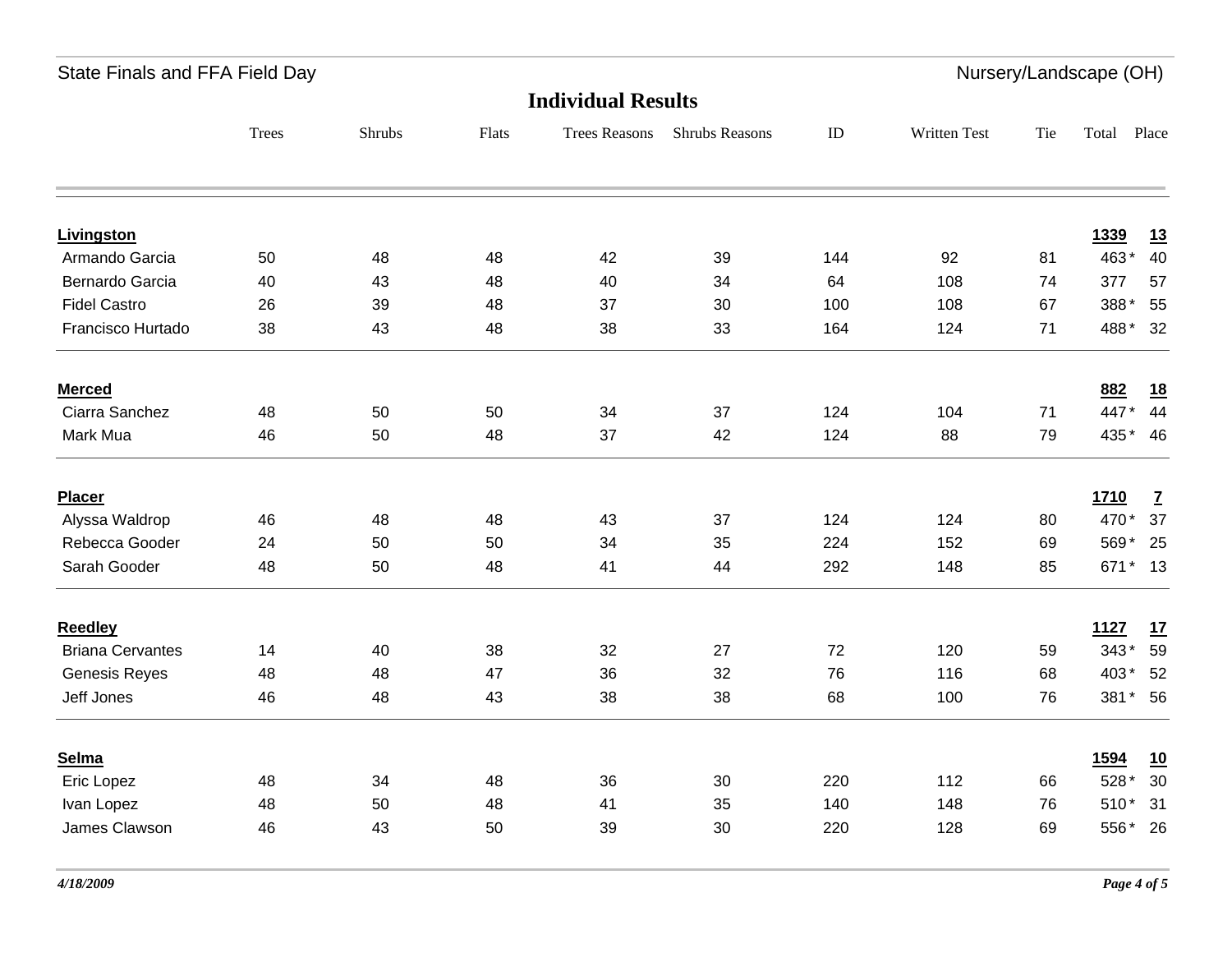## Individual Results

| | Trees | Shrubs | Flats | Trees Reasons | Shrubs Reasons | ID | Written Test | Tie | Total | Place |
|---|---|---|---|---|---|---|---|---|---|---|
| **Livingston** | | | | | | | | | **1339** | **13** |
| Armando Garcia | 50 | 48 | 48 | 42 | 39 | 144 | 92 | 81 | 463 * | 40 |
| Bernardo Garcia | 40 | 43 | 48 | 40 | 34 | 64 | 108 | 74 | 377 | 57 |
| Fidel Castro | 26 | 39 | 48 | 37 | 30 | 100 | 108 | 67 | 388 * | 55 |
| Francisco Hurtado | 38 | 43 | 48 | 38 | 33 | 164 | 124 | 71 | 488 * | 32 |
| **Merced** | | | | | | | | | **882** | **18** |
| Ciarra Sanchez | 48 | 50 | 50 | 34 | 37 | 124 | 104 | 71 | 447 * | 44 |
| Mark Mua | 46 | 50 | 48 | 37 | 42 | 124 | 88 | 79 | 435 * | 46 |
| **Placer** | | | | | | | | | **1710** | **7** |
| Alyssa Waldrop | 46 | 48 | 48 | 43 | 37 | 124 | 124 | 80 | 470 * | 37 |
| Rebecca Gooder | 24 | 50 | 50 | 34 | 35 | 224 | 152 | 69 | 569 * | 25 |
| Sarah Gooder | 48 | 50 | 48 | 41 | 44 | 292 | 148 | 85 | 671 * | 13 |
| **Reedley** | | | | | | | | | **1127** | **17** |
| Briana Cervantes | 14 | 40 | 38 | 32 | 27 | 72 | 120 | 59 | 343 * | 59 |
| Genesis Reyes | 48 | 48 | 47 | 36 | 32 | 76 | 116 | 68 | 403 * | 52 |
| Jeff Jones | 46 | 48 | 43 | 38 | 38 | 68 | 100 | 76 | 381 * | 56 |
| **Selma** | | | | | | | | | **1594** | **10** |
| Eric Lopez | 48 | 34 | 48 | 36 | 30 | 220 | 112 | 66 | 528 * | 30 |
| Ivan Lopez | 48 | 50 | 48 | 41 | 35 | 140 | 148 | 76 | 510 * | 31 |
| James Clawson | 46 | 43 | 50 | 39 | 30 | 220 | 128 | 69 | 556 * | 26 |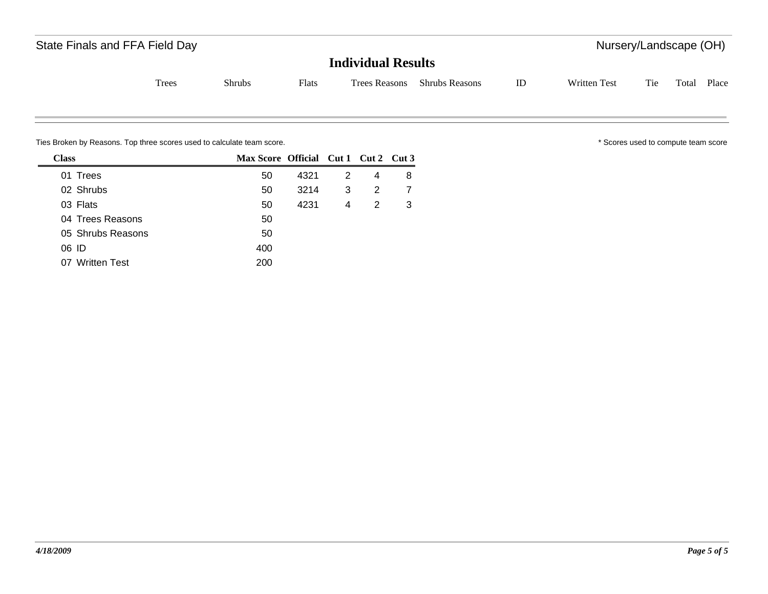## Individual Results

| Trees | Shrubs | Flats | Trees Reasons | Shrubs Reasons | ID | Written Test | Tie | Total | Place |
|---|---|---|---|---|---|---|---|---|---|

Ties Broken by Reasons. Top three scores used to calculate team score.

\* Scores used to compute team score

| Class | Max Score | Official | Cut 1 | Cut 2 | Cut 3 |
|---|---|---|---|---|---|
| 01 Trees | 50 | 4321 | 2 | 4 | 8 |
| 02 Shrubs | 50 | 3214 | 3 | 2 | 7 |
| 03 Flats | 50 | 4231 | 4 | 2 | 3 |
| 04 Trees Reasons | 50 | | | | |
| 05 Shrubs Reasons | 50 | | | | |
| 06 ID | 400 | | | | |
| 07 Written Test | 200 | | | | |